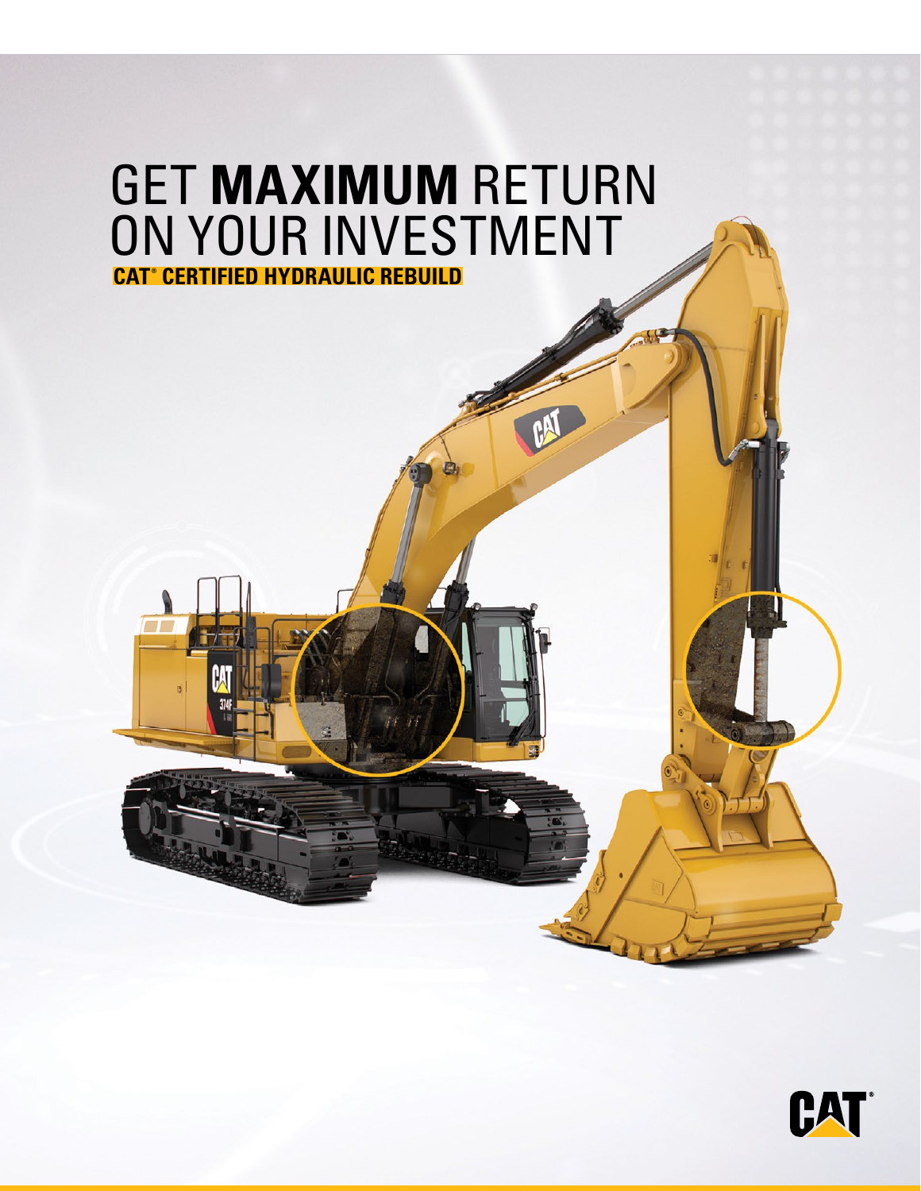# GET **MAXIMUM** RETURN ON YOUR INVESTMENT

## CAT® CERTIFIED HYDRAULIC REBUILD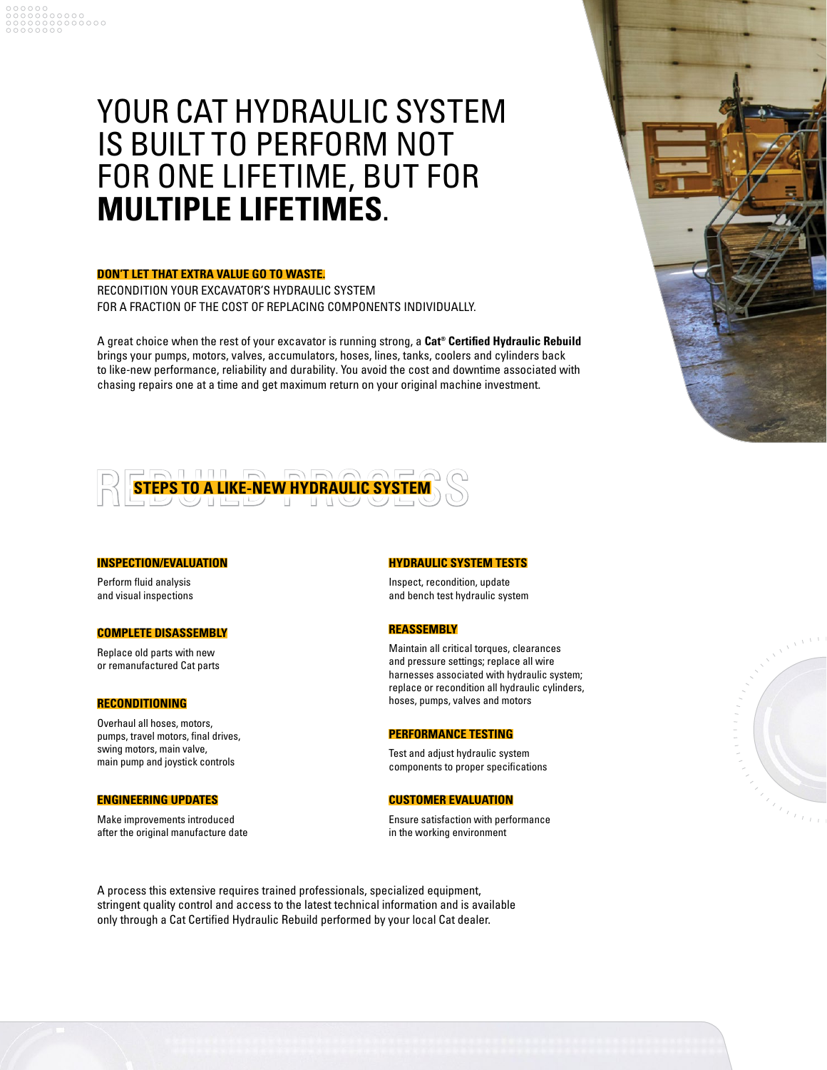# YOUR CAT HYDRAULIC SYSTEM IS BUILT TO PERFORM NOT FOR ONE LIFETIME, BUT FOR **MULTIPLE LIFETIMES**.

**DON'T LET THAT EXTRA VALUE GO TO WASTE.**

RECONDITION YOUR EXCAVATOR'S HYDRAULIC SYSTEM FOR A FRACTION OF THE COST OF REPLACING COMPONENTS INDIVIDUALLY.

A great choice when the rest of your excavator is running strong, a **Cat® Certified Hydraulic Rebuild** brings your pumps, motors, valves, accumulators, hoses, lines, tanks, coolers and cylinders back to like-new performance, reliability and durability. You avoid the cost and downtime associated with chasing repairs one at a time and get maximum return on your original machine investment.

## REBUILD PROCESS

### STEPS TO A LIKE-NEW HYDRAULIC SYSTEM

**INSPECTION/EVALUATION**

Perform fluid analysis and visual inspections

**COMPLETE DISASSEMBLY**

Replace old parts with new or remanufactured Cat parts

**RECONDITIONING**

Overhaul all hoses, motors, pumps, travel motors, final drives, swing motors, main valve, main pump and joystick controls

**ENGINEERING UPDATES**

Make improvements introduced after the original manufacture date

**HYDRAULIC SYSTEM TESTS**

Inspect, recondition, update and bench test hydraulic system

**REASSEMBLY**

Maintain all critical torques, clearances and pressure settings; replace all wire harnesses associated with hydraulic system; replace or recondition all hydraulic cylinders, hoses, pumps, valves and motors

**PERFORMANCE TESTING**

Test and adjust hydraulic system components to proper specifications

**CUSTOMER EVALUATION**

Ensure satisfaction with performance in the working environment

A process this extensive requires trained professionals, specialized equipment, stringent quality control and access to the latest technical information and is available only through a Cat Certified Hydraulic Rebuild performed by your local Cat dealer.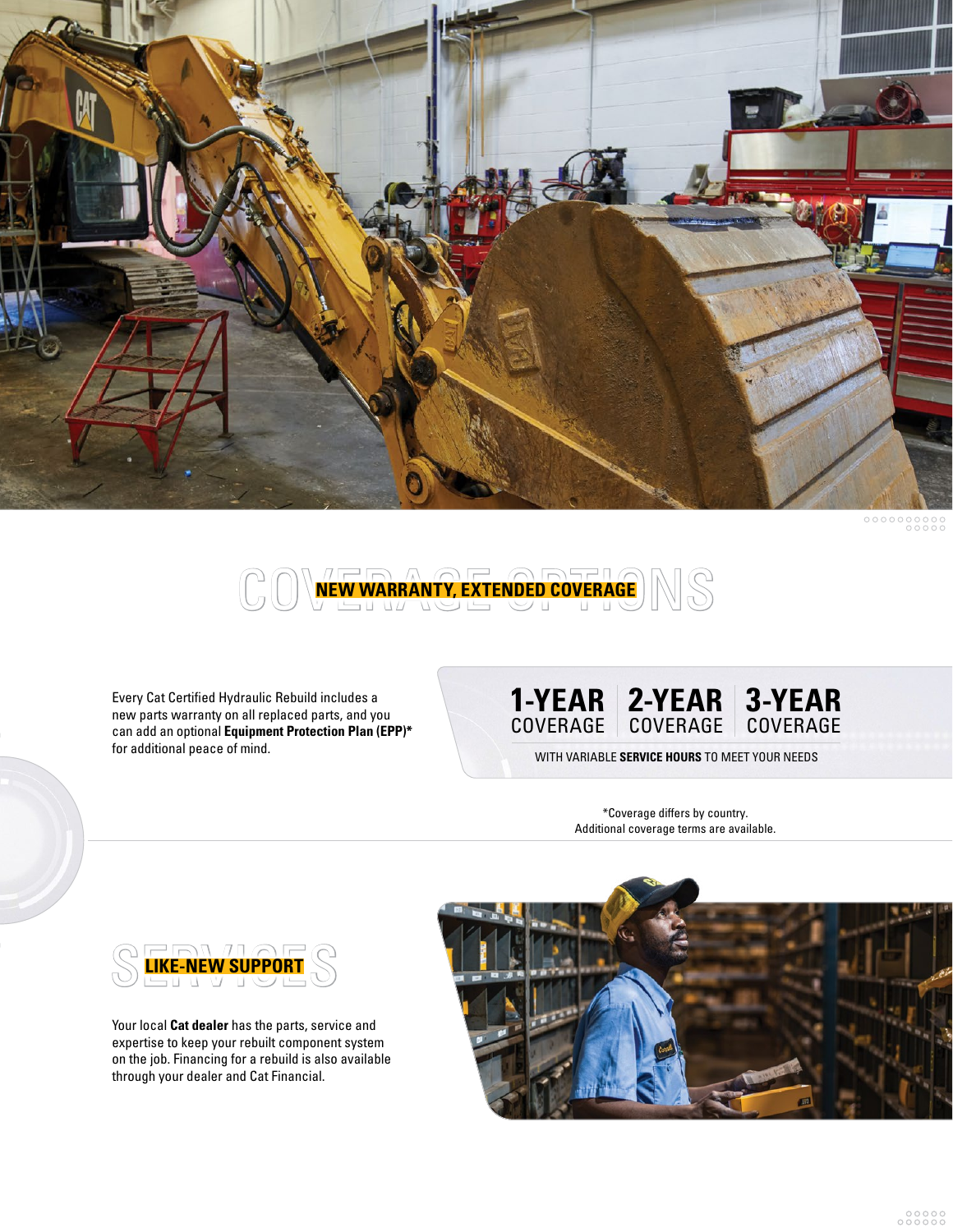# COVERAGE OPTIONS

## NEW WARRANTY, EXTENDED COVERAGE

Every Cat Certified Hydraulic Rebuild includes a new parts warranty on all replaced parts, and you can add an optional **Equipment Protection Plan (EPP)*** for additional peace of mind.

**1-YEAR** COVERAGE | **2-YEAR** COVERAGE | **3-YEAR** COVERAGE

WITH VARIABLE **SERVICE HOURS** TO MEET YOUR NEEDS

*Coverage differs by country.
Additional coverage terms are available.

# SERVICES

## LIKE-NEW SUPPORT

Your local **Cat dealer** has the parts, service and expertise to keep your rebuilt component system on the job. Financing for a rebuild is also available through your dealer and Cat Financial.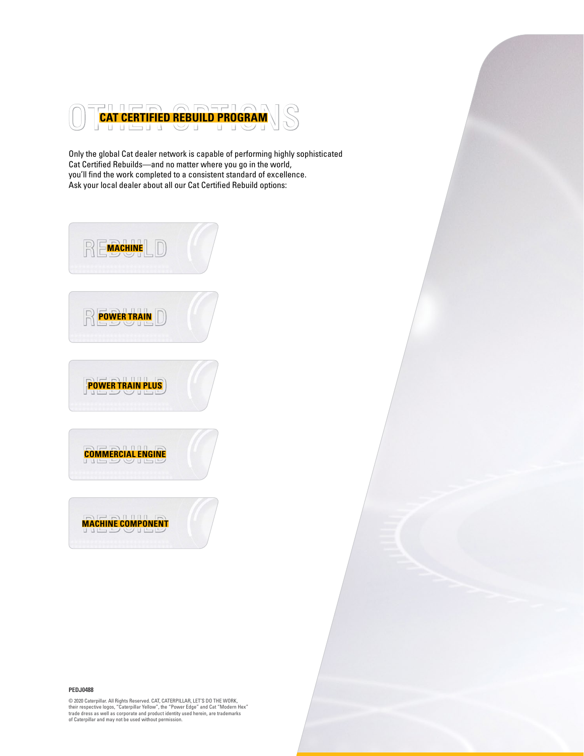# CAT CERTIFIED REBUILD PROGRAM

Only the global Cat dealer network is capable of performing highly sophisticated Cat Certified Rebuilds—and no matter where you go in the world, you'll find the work completed to a consistent standard of excellence. Ask your local dealer about all our Cat Certified Rebuild options:

- MACHINE
- POWER TRAIN
- POWER TRAIN PLUS
- COMMERCIAL ENGINE
- MACHINE COMPONENT

**PEDJ0488**

© 2020 Caterpillar. All Rights Reserved. CAT, CATERPILLAR, LET'S DO THE WORK, their respective logos, "Caterpillar Yellow", the "Power Edge" and Cat "Modern Hex" trade dress as well as corporate and product identity used herein, are trademarks of Caterpillar and may not be used without permission.